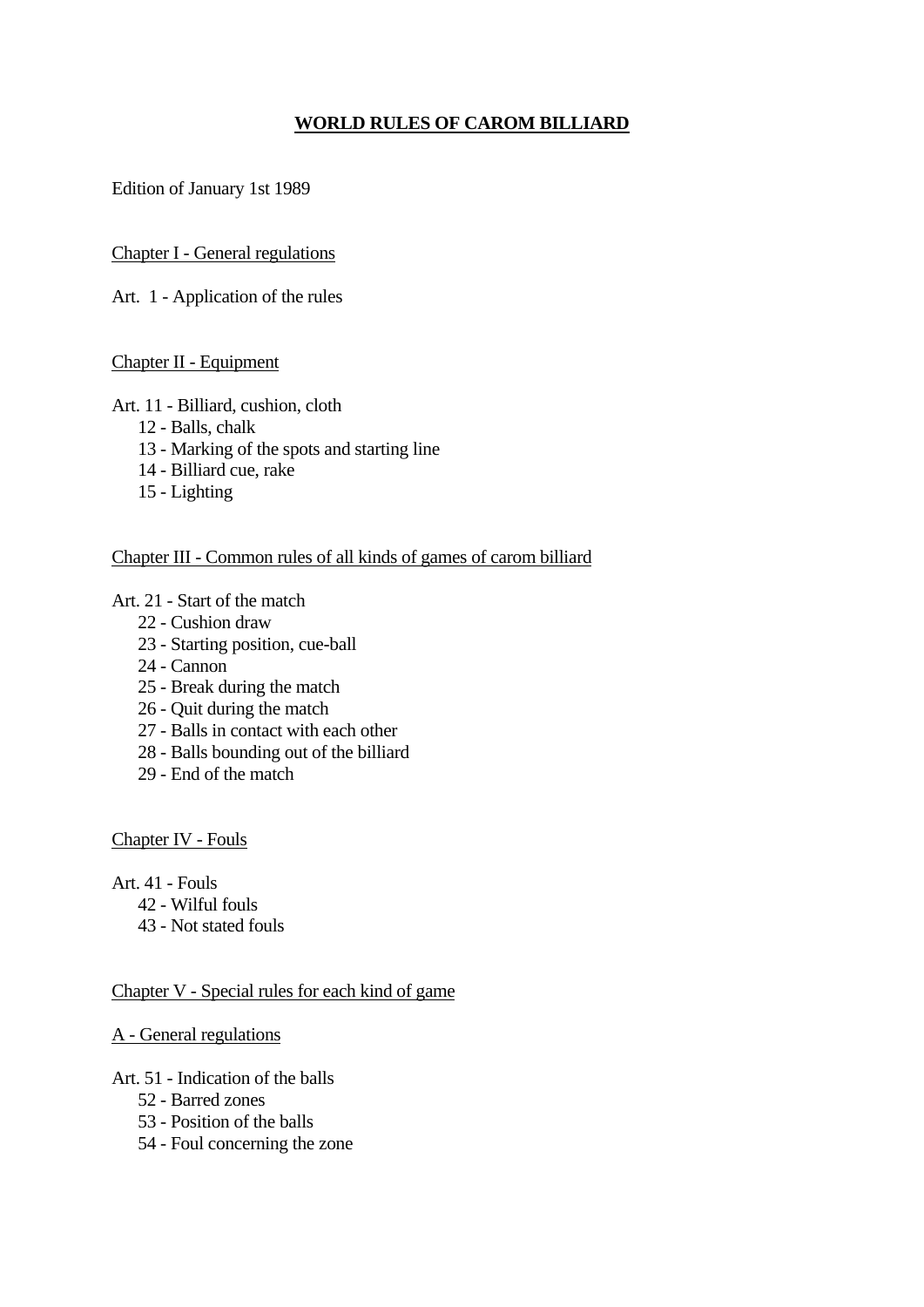# WORLD RULES OF CAROM BILLIARD

Edition of January 1st 1989

## Chapter I - General regulations

Art. 1 - Application of the rules

## Chapter II - Equipment

Art. 11 - Billiard, cushion, cloth
12 - Balls, chalk
13 - Marking of the spots and starting line
14 - Billiard cue, rake
15 - Lighting

## Chapter III - Common rules of all kinds of games of carom billiard

Art. 21 - Start of the match
22 - Cushion draw
23 - Starting position, cue-ball
24 - Cannon
25 - Break during the match
26 - Quit during the match
27 - Balls in contact with each other
28 - Balls bounding out of the billiard
29 - End of the match

## Chapter IV - Fouls

Art. 41 - Fouls
42 - Wilful fouls
43 - Not stated fouls

## Chapter V - Special rules for each kind of game

### A - General regulations

Art. 51 - Indication of the balls
52 - Barred zones
53 - Position of the balls
54 - Foul concerning the zone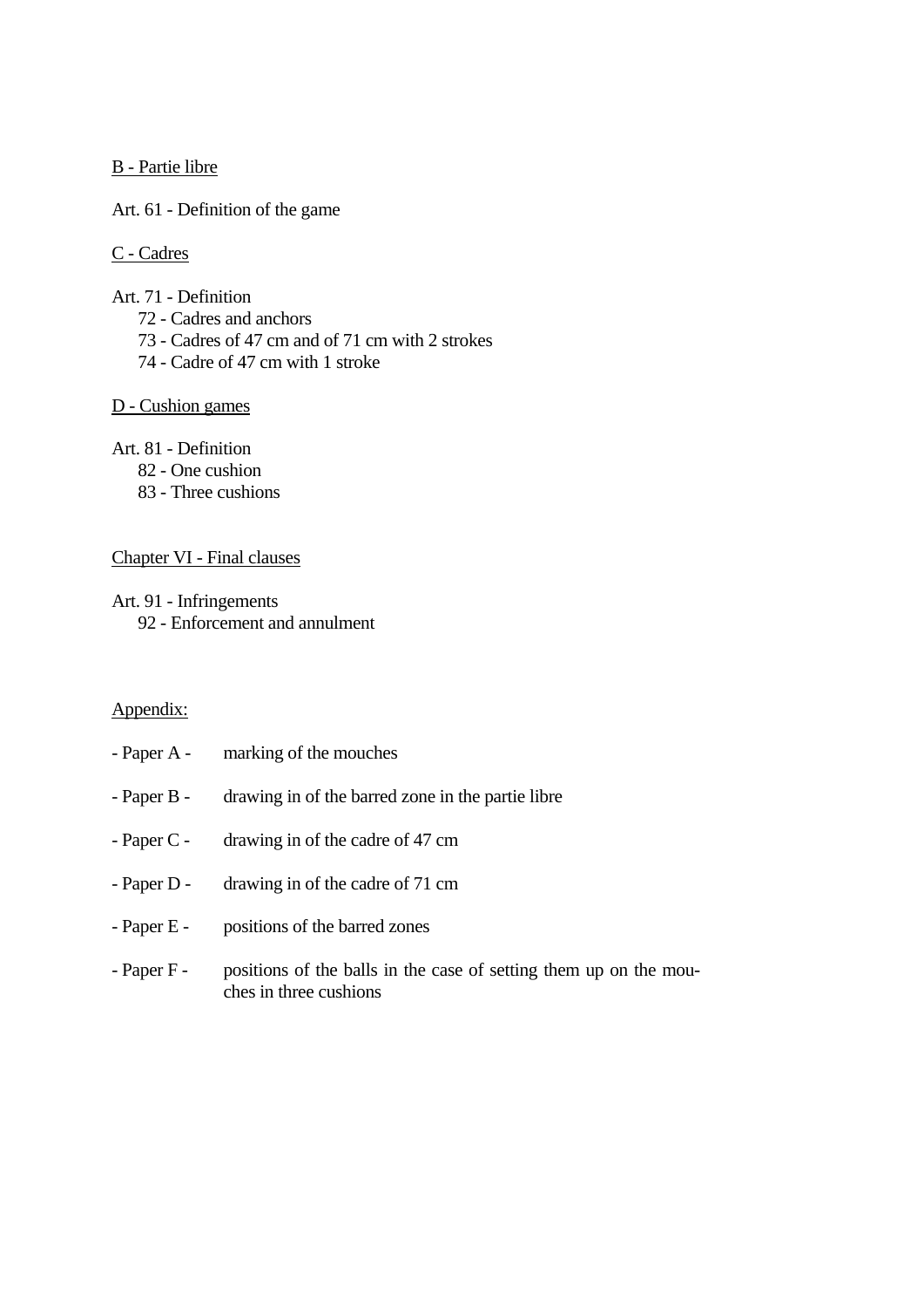B - Partie libre

Art. 61 - Definition of the game

C - Cadres

Art. 71 - Definition
    72 - Cadres and anchors
    73 - Cadres of 47 cm and of 71 cm with 2 strokes
    74 - Cadre of 47 cm with 1 stroke

D - Cushion games

Art. 81 - Definition
    82 - One cushion
    83 - Three cushions

Chapter VI - Final clauses

Art. 91 - Infringements
    92 - Enforcement and annulment

Appendix:

- Paper A - marking of the mouches
- Paper B - drawing in of the barred zone in the partie libre
- Paper C - drawing in of the cadre of 47 cm
- Paper D - drawing in of the cadre of 71 cm
- Paper E - positions of the barred zones
- Paper F - positions of the balls in the case of setting them up on the mouches in three cushions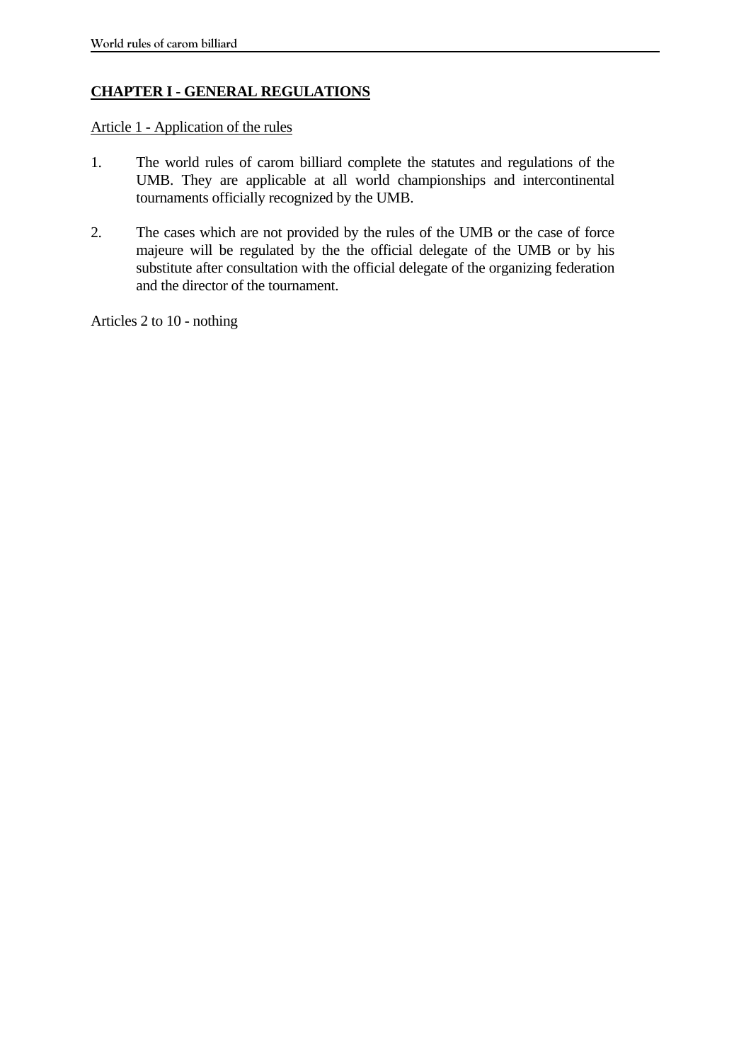## CHAPTER I - GENERAL REGULATIONS

Article 1 - Application of the rules

1. The world rules of carom billiard complete the statutes and regulations of the UMB. They are applicable at all world championships and intercontinental tournaments officially recognized by the UMB.

2. The cases which are not provided by the rules of the UMB or the case of force majeure will be regulated by the the official delegate of the UMB or by his substitute after consultation with the official delegate of the organizing federation and the director of the tournament.

Articles 2 to 10 - nothing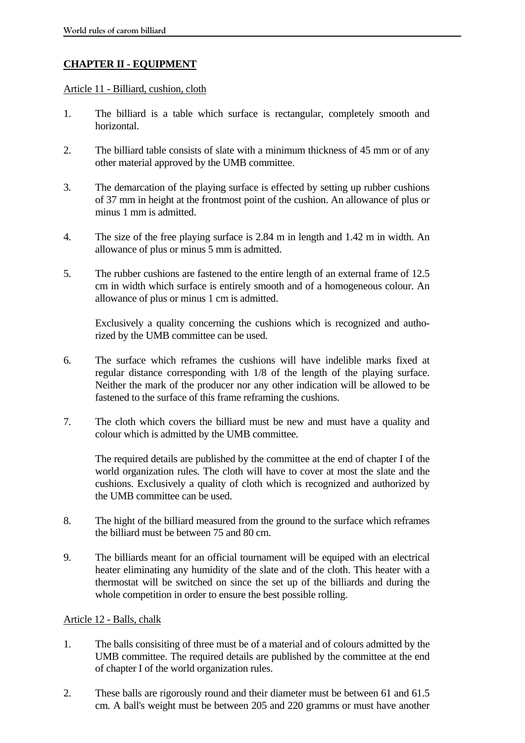## CHAPTER II - EQUIPMENT

Article 11 - Billiard, cushion, cloth

1. The billiard is a table which surface is rectangular, completely smooth and horizontal.

2. The billiard table consists of slate with a minimum thickness of 45 mm or of any other material approved by the UMB committee.

3. The demarcation of the playing surface is effected by setting up rubber cushions of 37 mm in height at the frontmost point of the cushion. An allowance of plus or minus 1 mm is admitted.

4. The size of the free playing surface is 2.84 m in length and 1.42 m in width. An allowance of plus or minus 5 mm is admitted.

5. The rubber cushions are fastened to the entire length of an external frame of 12.5 cm in width which surface is entirely smooth and of a homogeneous colour. An allowance of plus or minus 1 cm is admitted.

   Exclusively a quality concerning the cushions which is recognized and authorized by the UMB committee can be used.

6. The surface which reframes the cushions will have indelible marks fixed at regular distance corresponding with 1/8 of the length of the playing surface. Neither the mark of the producer nor any other indication will be allowed to be fastened to the surface of this frame reframing the cushions.

7. The cloth which covers the billiard must be new and must have a quality and colour which is admitted by the UMB committee.

   The required details are published by the committee at the end of chapter I of the world organization rules. The cloth will have to cover at most the slate and the cushions. Exclusively a quality of cloth which is recognized and authorized by the UMB committee can be used.

8. The hight of the billiard measured from the ground to the surface which reframes the billiard must be between 75 and 80 cm.

9. The billiards meant for an official tournament will be equiped with an electrical heater eliminating any humidity of the slate and of the cloth. This heater with a thermostat will be switched on since the set up of the billiards and during the whole competition in order to ensure the best possible rolling.

Article 12 - Balls, chalk

1. The balls consisiting of three must be of a material and of colours admitted by the UMB committee. The required details are published by the committee at the end of chapter I of the world organization rules.

2. These balls are rigorously round and their diameter must be between 61 and 61.5 cm. A ball's weight must be between 205 and 220 gramms or must have another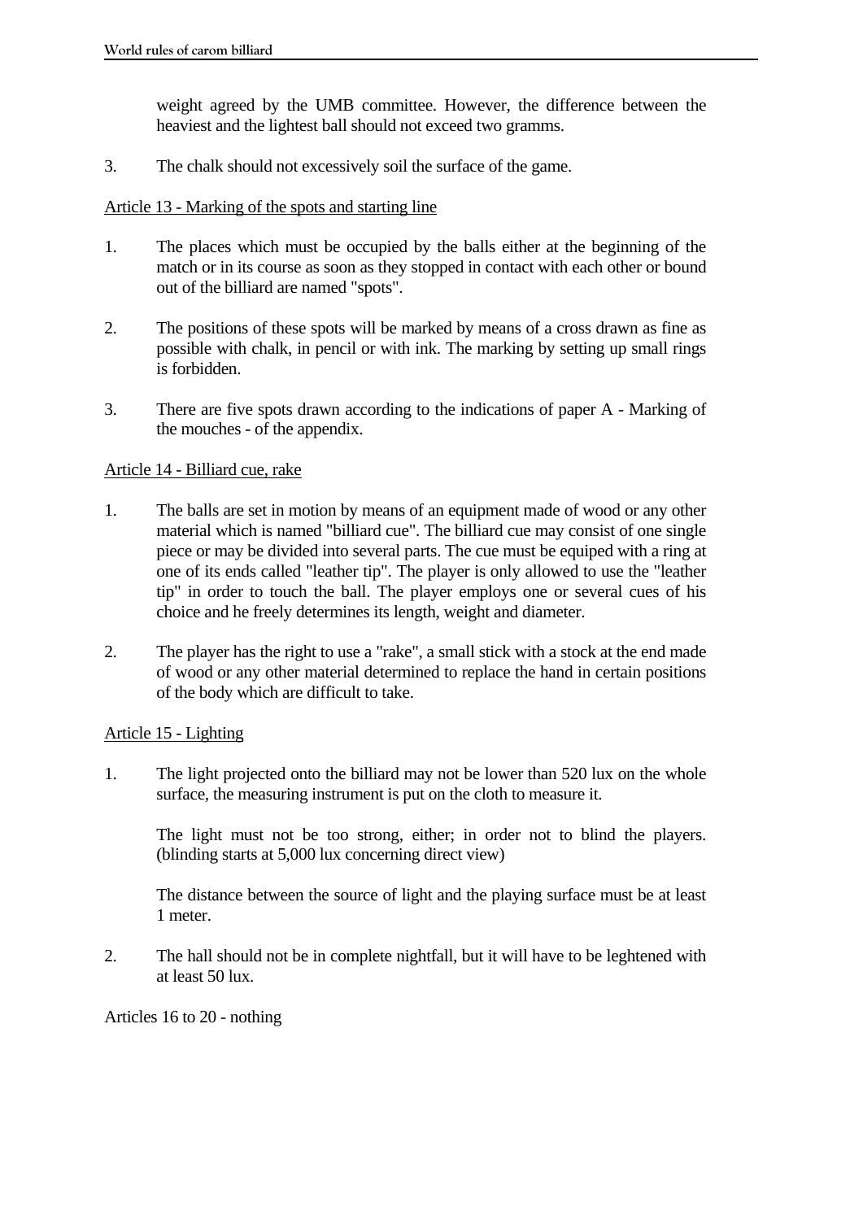weight agreed by the UMB committee. However, the difference between the heaviest and the lightest ball should not exceed two gramms.

3. The chalk should not excessively soil the surface of the game.

Article 13 - Marking of the spots and starting line

1. The places which must be occupied by the balls either at the beginning of the match or in its course as soon as they stopped in contact with each other or bound out of the billiard are named "spots".

2. The positions of these spots will be marked by means of a cross drawn as fine as possible with chalk, in pencil or with ink. The marking by setting up small rings is forbidden.

3. There are five spots drawn according to the indications of paper A - Marking of the mouches - of the appendix.

Article 14 - Billiard cue, rake

1. The balls are set in motion by means of an equipment made of wood or any other material which is named "billiard cue". The billiard cue may consist of one single piece or may be divided into several parts. The cue must be equiped with a ring at one of its ends called "leather tip". The player is only allowed to use the "leather tip" in order to touch the ball. The player employs one or several cues of his choice and he freely determines its length, weight and diameter.

2. The player has the right to use a "rake", a small stick with a stock at the end made of wood or any other material determined to replace the hand in certain positions of the body which are difficult to take.

Article 15 - Lighting

1. The light projected onto the billiard may not be lower than 520 lux on the whole surface, the measuring instrument is put on the cloth to measure it.

   The light must not be too strong, either; in order not to blind the players. (blinding starts at 5,000 lux concerning direct view)

   The distance between the source of light and the playing surface must be at least 1 meter.

2. The hall should not be in complete nightfall, but it will have to be leghtened with at least 50 lux.

Articles 16 to 20 - nothing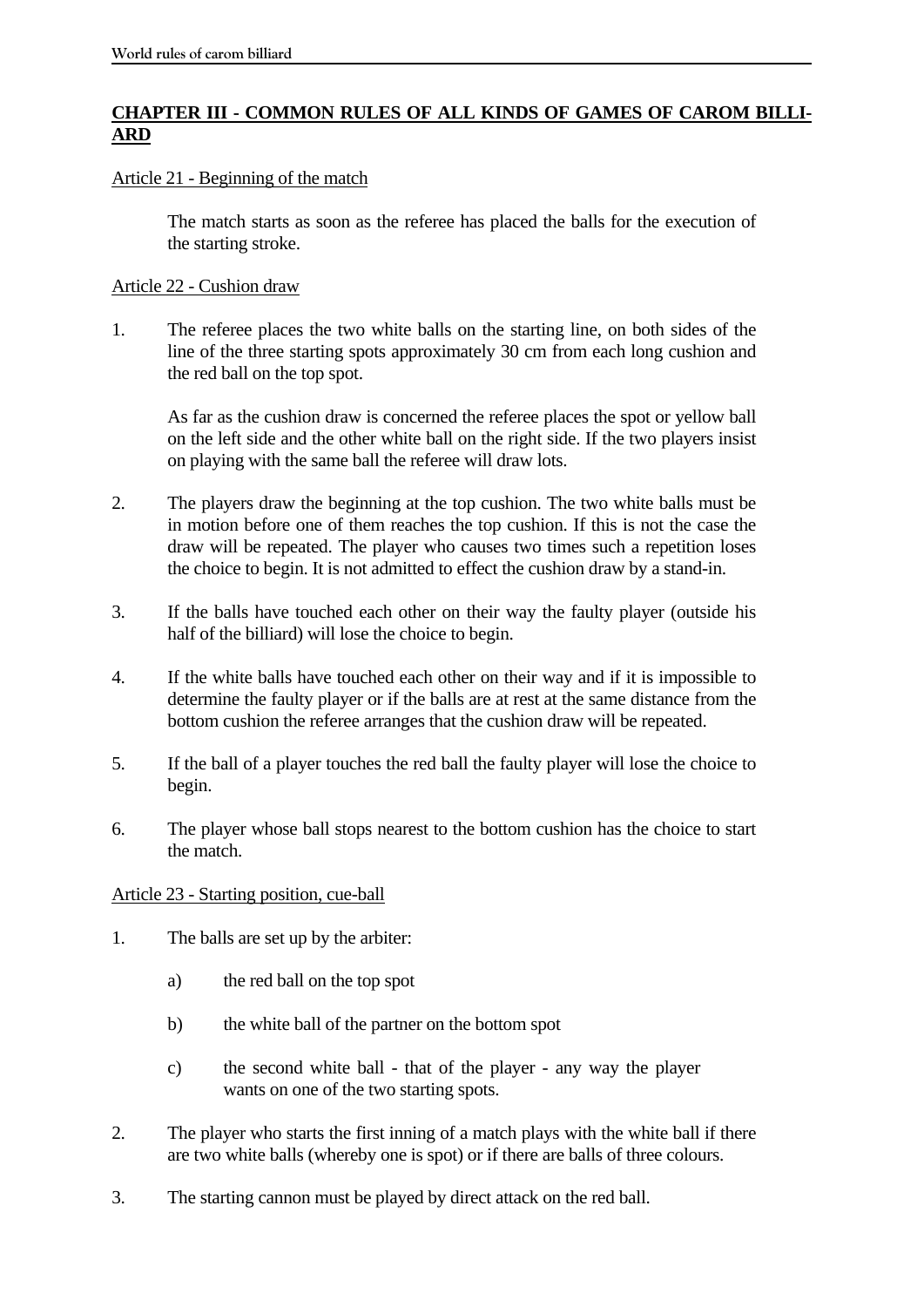## CHAPTER III - COMMON RULES OF ALL KINDS OF GAMES OF CAROM BILLIARD

### Article 21 - Beginning of the match

The match starts as soon as the referee has placed the balls for the execution of the starting stroke.

### Article 22 - Cushion draw

1. The referee places the two white balls on the starting line, on both sides of the line of the three starting spots approximately 30 cm from each long cushion and the red ball on the top spot.

   As far as the cushion draw is concerned the referee places the spot or yellow ball on the left side and the other white ball on the right side. If the two players insist on playing with the same ball the referee will draw lots.

2. The players draw the beginning at the top cushion. The two white balls must be in motion before one of them reaches the top cushion. If this is not the case the draw will be repeated. The player who causes two times such a repetition loses the choice to begin. It is not admitted to effect the cushion draw by a stand-in.

3. If the balls have touched each other on their way the faulty player (outside his half of the billiard) will lose the choice to begin.

4. If the white balls have touched each other on their way and if it is impossible to determine the faulty player or if the balls are at rest at the same distance from the bottom cushion the referee arranges that the cushion draw will be repeated.

5. If the ball of a player touches the red ball the faulty player will lose the choice to begin.

6. The player whose ball stops nearest to the bottom cushion has the choice to start the match.

### Article 23 - Starting position, cue-ball

1. The balls are set up by the arbiter:

   a) the red ball on the top spot

   b) the white ball of the partner on the bottom spot

   c) the second white ball - that of the player - any way the player wants on one of the two starting spots.

2. The player who starts the first inning of a match plays with the white ball if there are two white balls (whereby one is spot) or if there are balls of three colours.

3. The starting cannon must be played by direct attack on the red ball.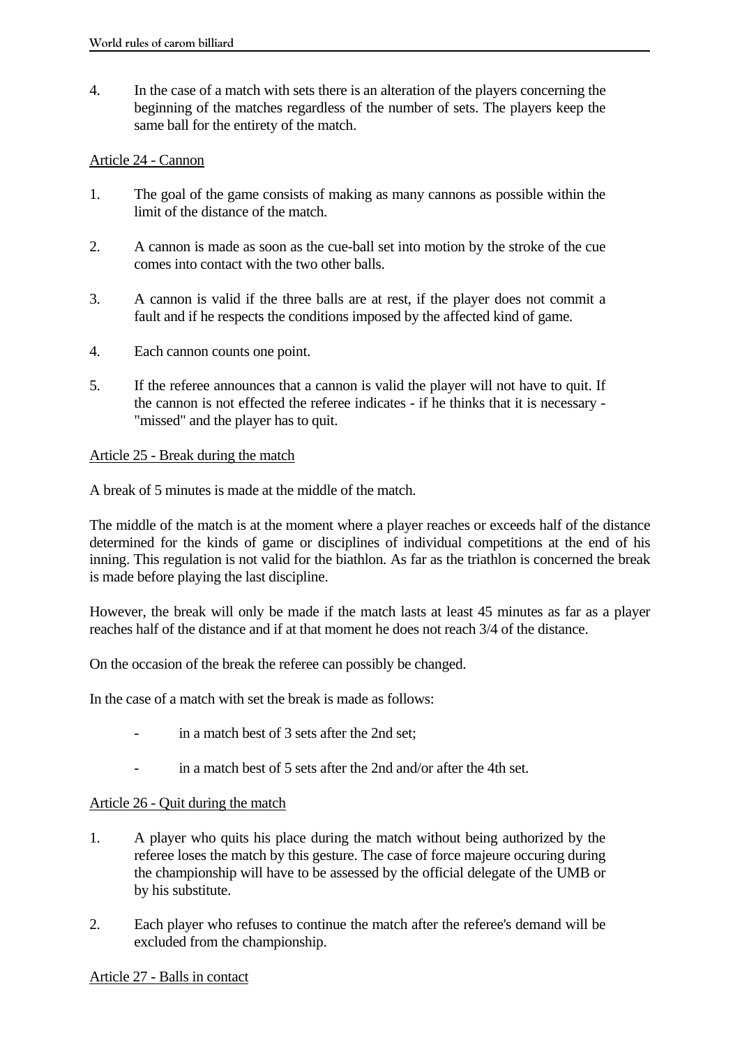4. In the case of a match with sets there is an alteration of the players concerning the beginning of the matches regardless of the number of sets. The players keep the same ball for the entirety of the match.

Article 24 - Cannon

1. The goal of the game consists of making as many cannons as possible within the limit of the distance of the match.

2. A cannon is made as soon as the cue-ball set into motion by the stroke of the cue comes into contact with the two other balls.

3. A cannon is valid if the three balls are at rest, if the player does not commit a fault and if he respects the conditions imposed by the affected kind of game.

4. Each cannon counts one point.

5. If the referee announces that a cannon is valid the player will not have to quit. If the cannon is not effected the referee indicates - if he thinks that it is necessary - "missed" and the player has to quit.

Article 25 - Break during the match

A break of 5 minutes is made at the middle of the match.

The middle of the match is at the moment where a player reaches or exceeds half of the distance determined for the kinds of game or disciplines of individual competitions at the end of his inning. This regulation is not valid for the biathlon. As far as the triathlon is concerned the break is made before playing the last discipline.

However, the break will only be made if the match lasts at least 45 minutes as far as a player reaches half of the distance and if at that moment he does not reach 3/4 of the distance.

On the occasion of the break the referee can possibly be changed.

In the case of a match with set the break is made as follows:

- in a match best of 3 sets after the 2nd set;
- in a match best of 5 sets after the 2nd and/or after the 4th set.

Article 26 - Quit during the match

1. A player who quits his place during the match without being authorized by the referee loses the match by this gesture. The case of force majeure occuring during the championship will have to be assessed by the official delegate of the UMB or by his substitute.

2. Each player who refuses to continue the match after the referee's demand will be excluded from the championship.

Article 27 - Balls in contact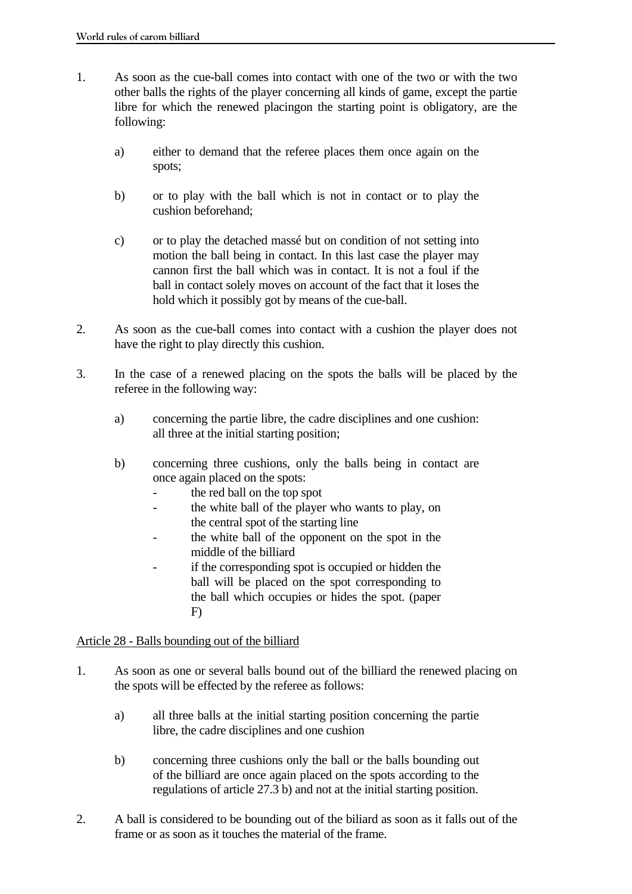1. As soon as the cue-ball comes into contact with one of the two or with the two other balls the rights of the player concerning all kinds of game, except the partie libre for which the renewed placingon the starting point is obligatory, are the following:

   a) either to demand that the referee places them once again on the spots;

   b) or to play with the ball which is not in contact or to play the cushion beforehand;

   c) or to play the detached massé but on condition of not setting into motion the ball being in contact. In this last case the player may cannon first the ball which was in contact. It is not a foul if the ball in contact solely moves on account of the fact that it loses the hold which it possibly got by means of the cue-ball.

2. As soon as the cue-ball comes into contact with a cushion the player does not have the right to play directly this cushion.

3. In the case of a renewed placing on the spots the balls will be placed by the referee in the following way:

   a) concerning the partie libre, the cadre disciplines and one cushion: all three at the initial starting position;

   b) concerning three cushions, only the balls being in contact are once again placed on the spots:
      - the red ball on the top spot
      - the white ball of the player who wants to play, on the central spot of the starting line
      - the white ball of the opponent on the spot in the middle of the billiard
      - if the corresponding spot is occupied or hidden the ball will be placed on the spot corresponding to the ball which occupies or hides the spot. (paper F)

<u>Article 28 - Balls bounding out of the billiard</u>

1. As soon as one or several balls bound out of the billiard the renewed placing on the spots will be effected by the referee as follows:

   a) all three balls at the initial starting position concerning the partie libre, the cadre disciplines and one cushion

   b) concerning three cushions only the ball or the balls bounding out of the billiard are once again placed on the spots according to the regulations of article 27.3 b) and not at the initial starting position.

2. A ball is considered to be bounding out of the biliard as soon as it falls out of the frame or as soon as it touches the material of the frame.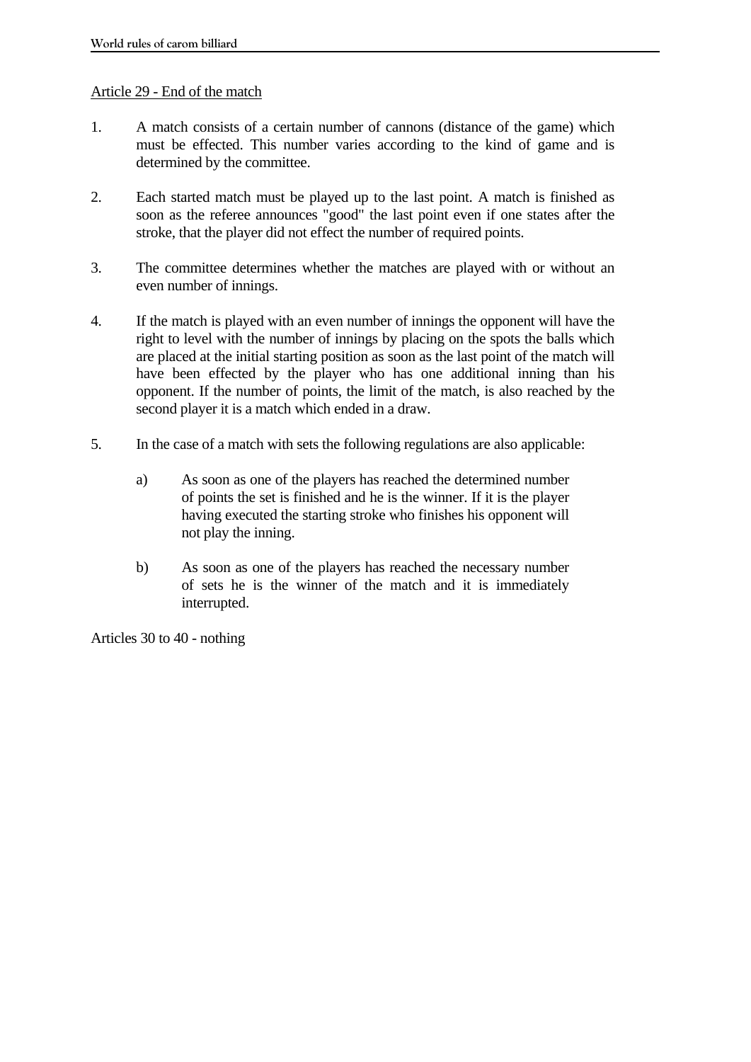Article 29 - End of the match

1. A match consists of a certain number of cannons (distance of the game) which must be effected. This number varies according to the kind of game and is determined by the committee.

2. Each started match must be played up to the last point. A match is finished as soon as the referee announces "good" the last point even if one states after the stroke, that the player did not effect the number of required points.

3. The committee determines whether the matches are played with or without an even number of innings.

4. If the match is played with an even number of innings the opponent will have the right to level with the number of innings by placing on the spots the balls which are placed at the initial starting position as soon as the last point of the match will have been effected by the player who has one additional inning than his opponent. If the number of points, the limit of the match, is also reached by the second player it is a match which ended in a draw.

5. In the case of a match with sets the following regulations are also applicable:

   a) As soon as one of the players has reached the determined number of points the set is finished and he is the winner. If it is the player having executed the starting stroke who finishes his opponent will not play the inning.

   b) As soon as one of the players has reached the necessary number of sets he is the winner of the match and it is immediately interrupted.

Articles 30 to 40 - nothing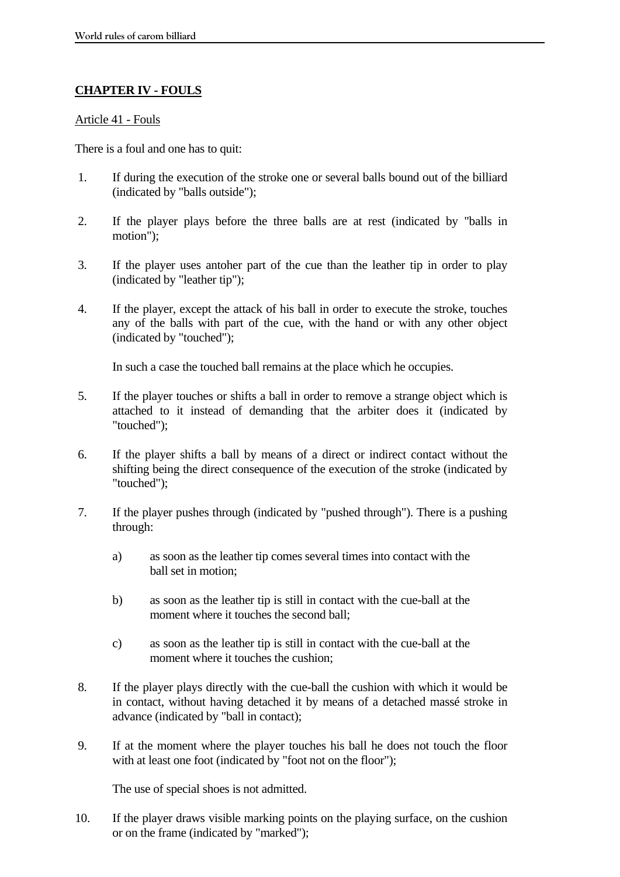## CHAPTER IV - FOULS

Article 41 - Fouls

There is a foul and one has to quit:

1. If during the execution of the stroke one or several balls bound out of the billiard (indicated by "balls outside");

2. If the player plays before the three balls are at rest (indicated by "balls in motion");

3. If the player uses antoher part of the cue than the leather tip in order to play (indicated by "leather tip");

4. If the player, except the attack of his ball in order to execute the stroke, touches any of the balls with part of the cue, with the hand or with any other object (indicated by "touched");

   In such a case the touched ball remains at the place which he occupies.

5. If the player touches or shifts a ball in order to remove a strange object which is attached to it instead of demanding that the arbiter does it (indicated by "touched");

6. If the player shifts a ball by means of a direct or indirect contact without the shifting being the direct consequence of the execution of the stroke (indicated by "touched");

7. If the player pushes through (indicated by "pushed through"). There is a pushing through:

   a) as soon as the leather tip comes several times into contact with the ball set in motion;

   b) as soon as the leather tip is still in contact with the cue-ball at the moment where it touches the second ball;

   c) as soon as the leather tip is still in contact with the cue-ball at the moment where it touches the cushion;

8. If the player plays directly with the cue-ball the cushion with which it would be in contact, without having detached it by means of a detached massé stroke in advance (indicated by "ball in contact);

9. If at the moment where the player touches his ball he does not touch the floor with at least one foot (indicated by "foot not on the floor");

   The use of special shoes is not admitted.

10. If the player draws visible marking points on the playing surface, on the cushion or on the frame (indicated by "marked");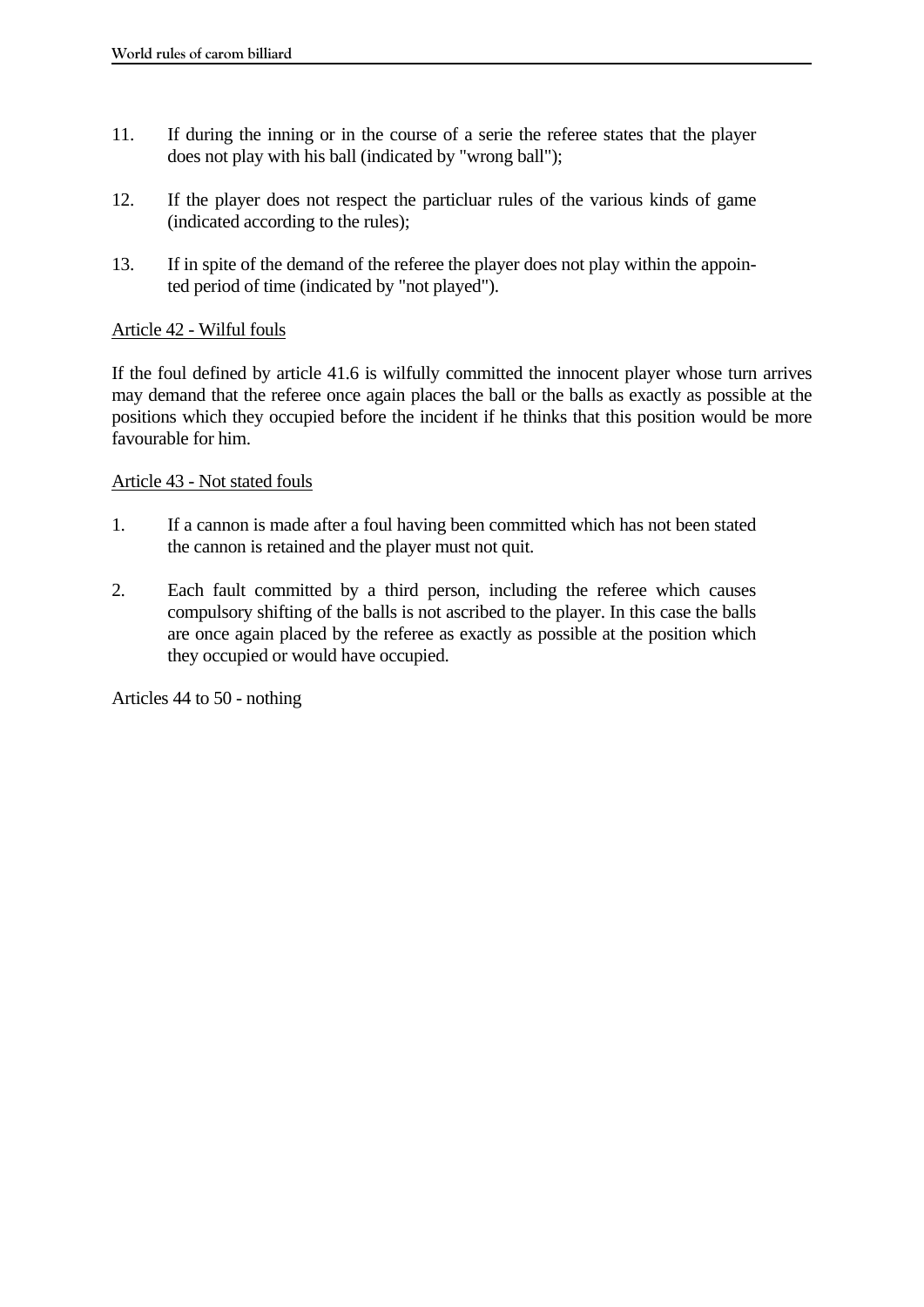11. If during the inning or in the course of a serie the referee states that the player does not play with his ball (indicated by "wrong ball");

12. If the player does not respect the particluar rules of the various kinds of game (indicated according to the rules);

13. If in spite of the demand of the referee the player does not play within the appointed period of time (indicated by "not played").

<u>Article 42 - Wilful fouls</u>

If the foul defined by article 41.6 is wilfully committed the innocent player whose turn arrives may demand that the referee once again places the ball or the balls as exactly as possible at the positions which they occupied before the incident if he thinks that this position would be more favourable for him.

<u>Article 43 - Not stated fouls</u>

1. If a cannon is made after a foul having been committed which has not been stated the cannon is retained and the player must not quit.

2. Each fault committed by a third person, including the referee which causes compulsory shifting of the balls is not ascribed to the player. In this case the balls are once again placed by the referee as exactly as possible at the position which they occupied or would have occupied.

Articles 44 to 50 - nothing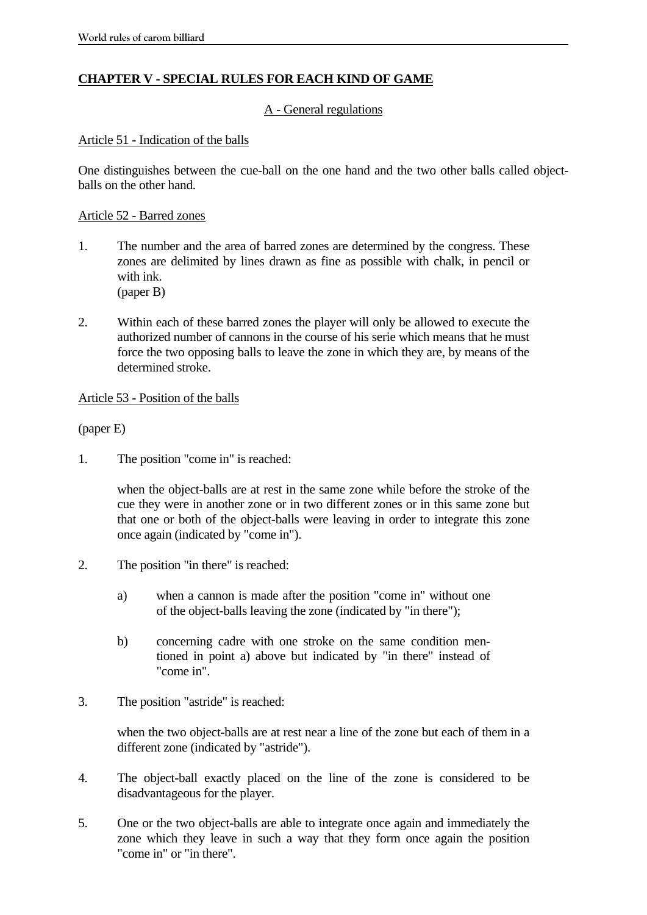## CHAPTER V - SPECIAL RULES FOR EACH KIND OF GAME

### A - General regulations

#### Article 51 - Indication of the balls

One distinguishes between the cue-ball on the one hand and the two other balls called object-balls on the other hand.

#### Article 52 - Barred zones

1. The number and the area of barred zones are determined by the congress. These zones are delimited by lines drawn as fine as possible with chalk, in pencil or with ink.
   (paper B)

2. Within each of these barred zones the player will only be allowed to execute the authorized number of cannons in the course of his serie which means that he must force the two opposing balls to leave the zone in which they are, by means of the determined stroke.

#### Article 53 - Position of the balls

(paper E)

1. The position "come in" is reached:

   when the object-balls are at rest in the same zone while before the stroke of the cue they were in another zone or in two different zones or in this same zone but that one or both of the object-balls were leaving in order to integrate this zone once again (indicated by "come in").

2. The position "in there" is reached:

   a) when a cannon is made after the position "come in" without one of the object-balls leaving the zone (indicated by "in there");

   b) concerning cadre with one stroke on the same condition mentioned in point a) above but indicated by "in there" instead of "come in".

3. The position "astride" is reached:

   when the two object-balls are at rest near a line of the zone but each of them in a different zone (indicated by "astride").

4. The object-ball exactly placed on the line of the zone is considered to be disadvantageous for the player.

5. One or the two object-balls are able to integrate once again and immediately the zone which they leave in such a way that they form once again the position "come in" or "in there".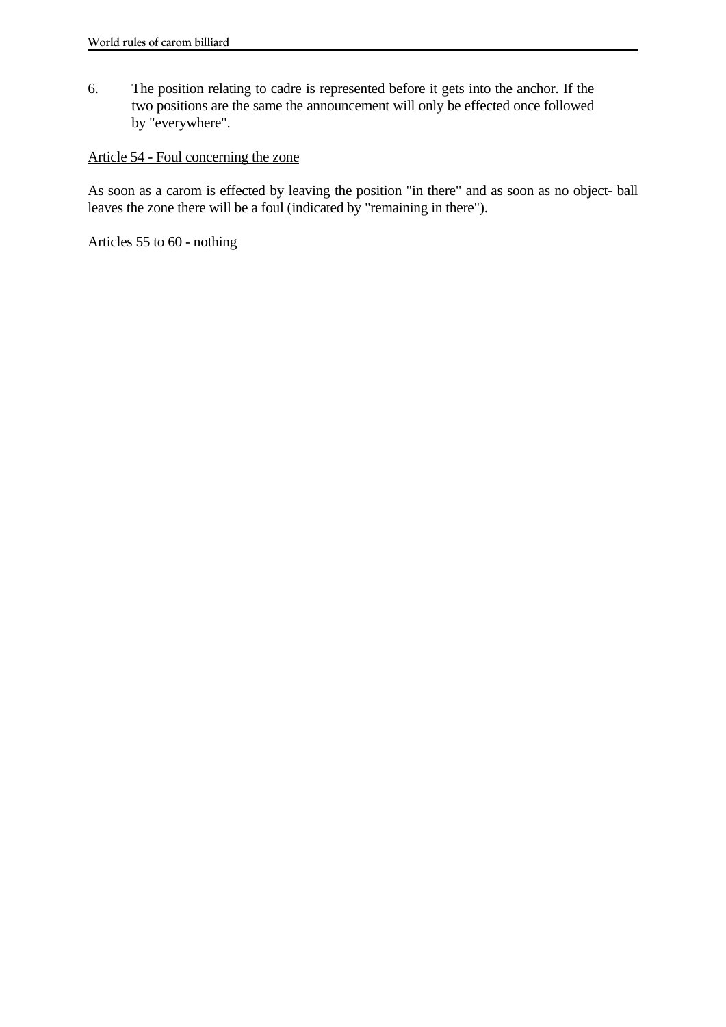6. The position relating to cadre is represented before it gets into the anchor. If the two positions are the same the announcement will only be effected once followed by "everywhere".

## Article 54 - Foul concerning the zone

As soon as a carom is effected by leaving the position "in there" and as soon as no object- ball leaves the zone there will be a foul (indicated by "remaining in there").

Articles 55 to 60 - nothing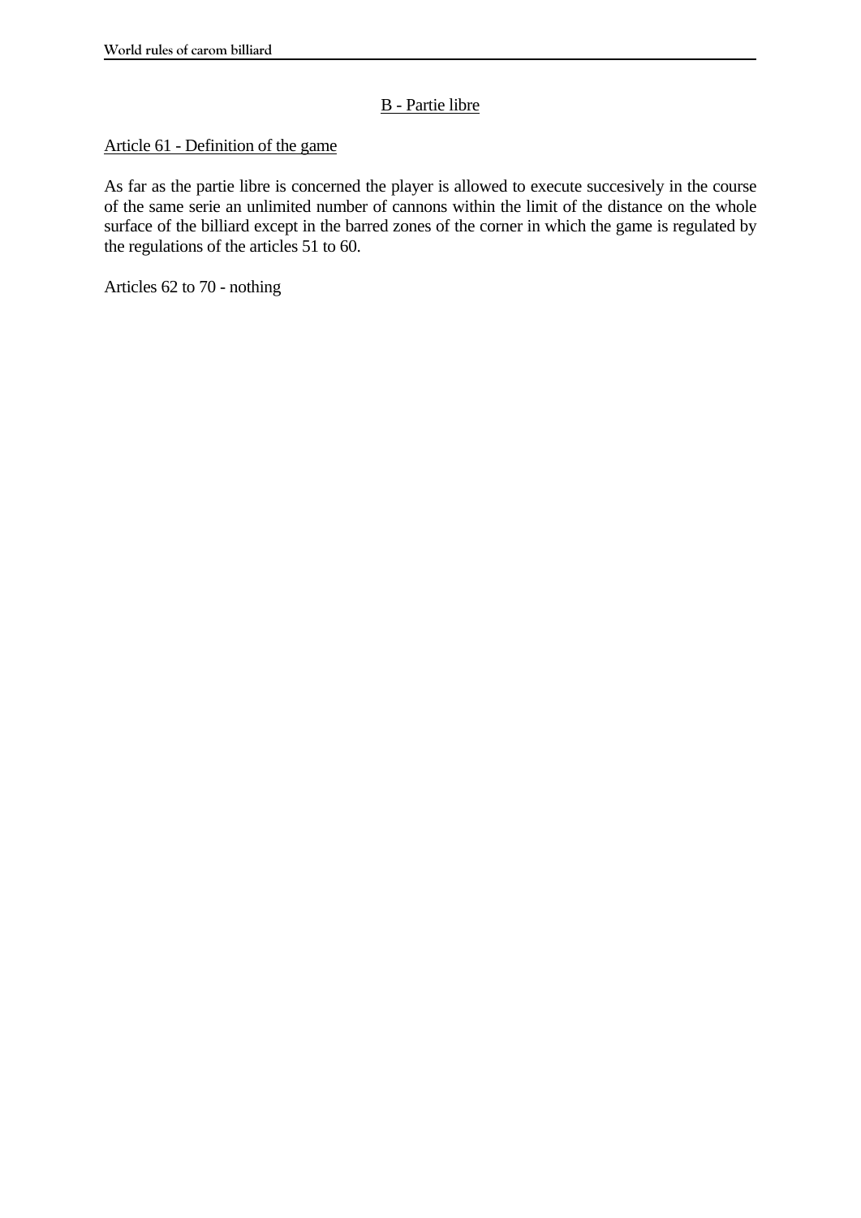## B - Partie libre

### Article 61 - Definition of the game

As far as the partie libre is concerned the player is allowed to execute succesively in the course of the same serie an unlimited number of cannons within the limit of the distance on the whole surface of the billiard except in the barred zones of the corner in which the game is regulated by the regulations of the articles 51 to 60.

Articles 62 to 70 - nothing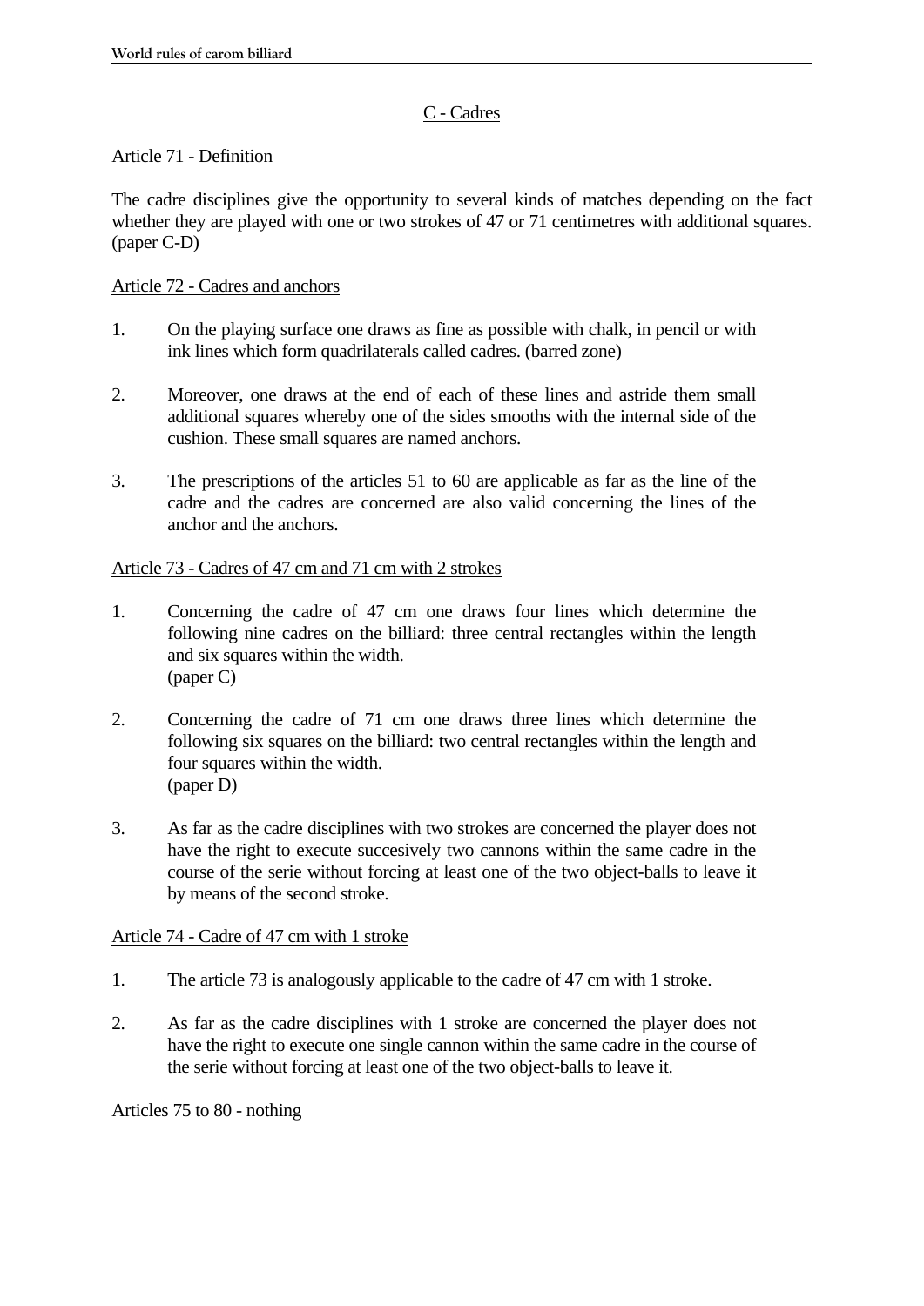## C - Cadres

### Article 71 - Definition

The cadre disciplines give the opportunity to several kinds of matches depending on the fact whether they are played with one or two strokes of 47 or 71 centimetres with additional squares. (paper C-D)

### Article 72 - Cadres and anchors

1. On the playing surface one draws as fine as possible with chalk, in pencil or with ink lines which form quadrilaterals called cadres. (barred zone)

2. Moreover, one draws at the end of each of these lines and astride them small additional squares whereby one of the sides smooths with the internal side of the cushion. These small squares are named anchors.

3. The prescriptions of the articles 51 to 60 are applicable as far as the line of the cadre and the cadres are concerned are also valid concerning the lines of the anchor and the anchors.

### Article 73 - Cadres of 47 cm and 71 cm with 2 strokes

1. Concerning the cadre of 47 cm one draws four lines which determine the following nine cadres on the billiard: three central rectangles within the length and six squares within the width.
(paper C)

2. Concerning the cadre of 71 cm one draws three lines which determine the following six squares on the billiard: two central rectangles within the length and four squares within the width.
(paper D)

3. As far as the cadre disciplines with two strokes are concerned the player does not have the right to execute succesively two cannons within the same cadre in the course of the serie without forcing at least one of the two object-balls to leave it by means of the second stroke.

### Article 74 - Cadre of 47 cm with 1 stroke

1. The article 73 is analogously applicable to the cadre of 47 cm with 1 stroke.

2. As far as the cadre disciplines with 1 stroke are concerned the player does not have the right to execute one single cannon within the same cadre in the course of the serie without forcing at least one of the two object-balls to leave it.

Articles 75 to 80 - nothing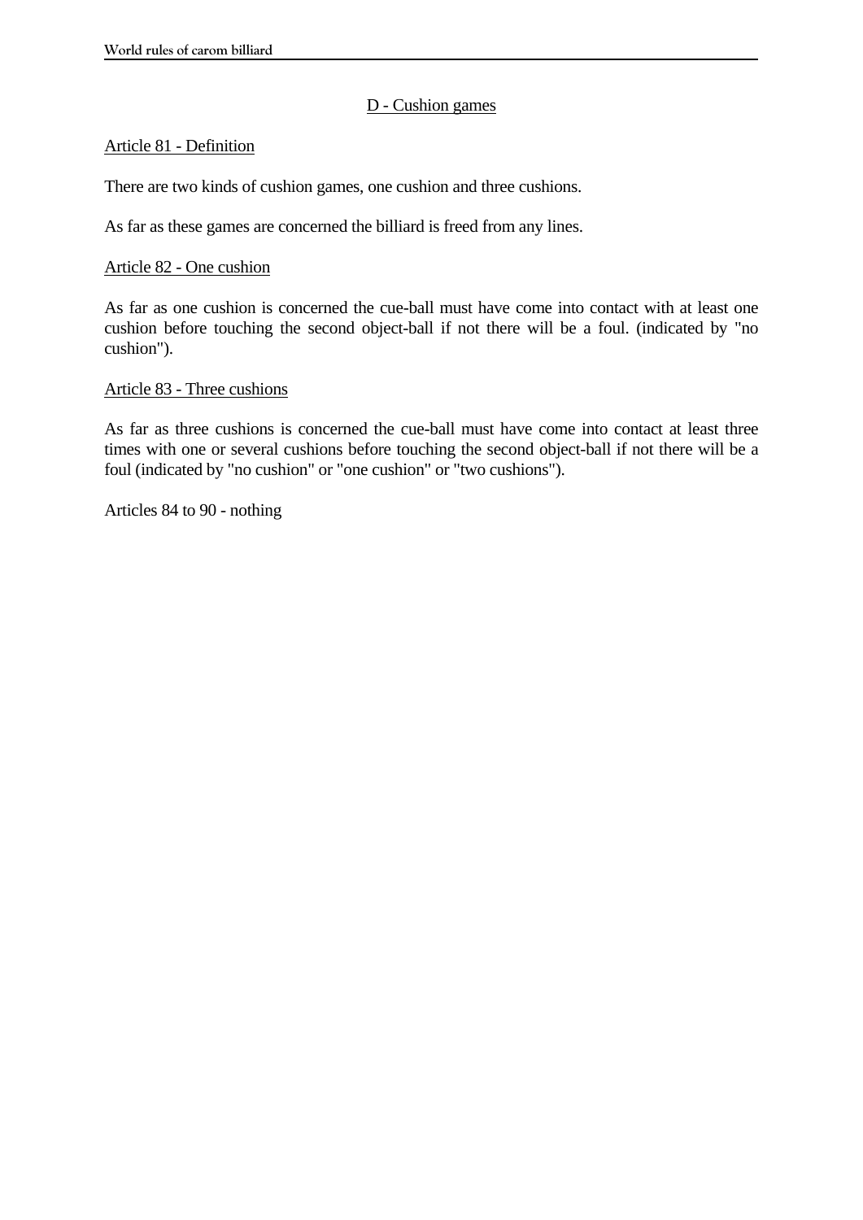## D - Cushion games

### Article 81 - Definition

There are two kinds of cushion games, one cushion and three cushions.

As far as these games are concerned the billiard is freed from any lines.

### Article 82 - One cushion

As far as one cushion is concerned the cue-ball must have come into contact with at least one cushion before touching the second object-ball if not there will be a foul. (indicated by "no cushion").

### Article 83 - Three cushions

As far as three cushions is concerned the cue-ball must have come into contact at least three times with one or several cushions before touching the second object-ball if not there will be a foul (indicated by "no cushion" or "one cushion" or "two cushions").

Articles 84 to 90 - nothing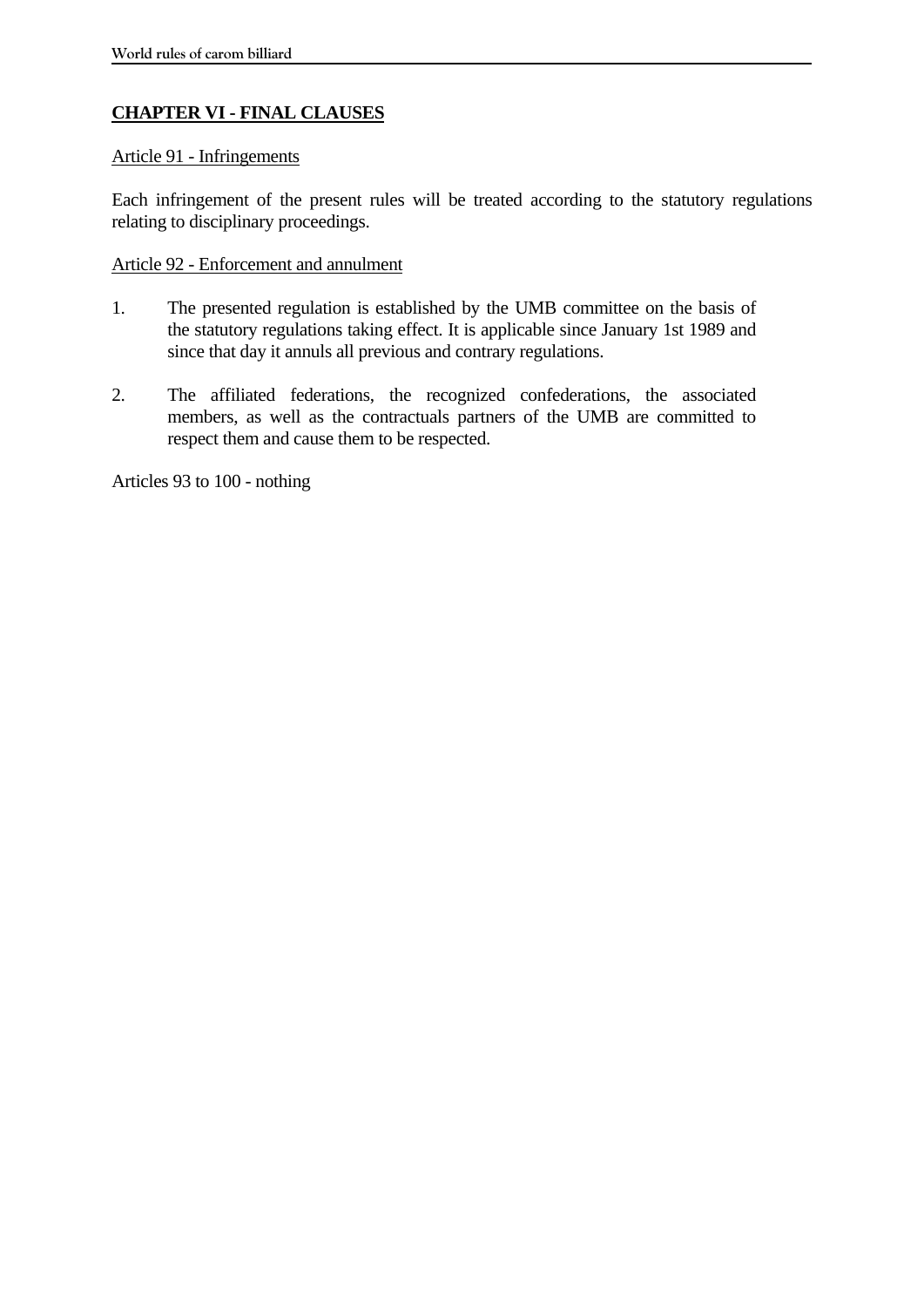## CHAPTER VI - FINAL CLAUSES

Article 91 - Infringements

Each infringement of the present rules will be treated according to the statutory regulations relating to disciplinary proceedings.

Article 92 - Enforcement and annulment

1. The presented regulation is established by the UMB committee on the basis of the statutory regulations taking effect. It is applicable since January 1st 1989 and since that day it annuls all previous and contrary regulations.

2. The affiliated federations, the recognized confederations, the associated members, as well as the contractuals partners of the UMB are committed to respect them and cause them to be respected.

Articles 93 to 100 - nothing